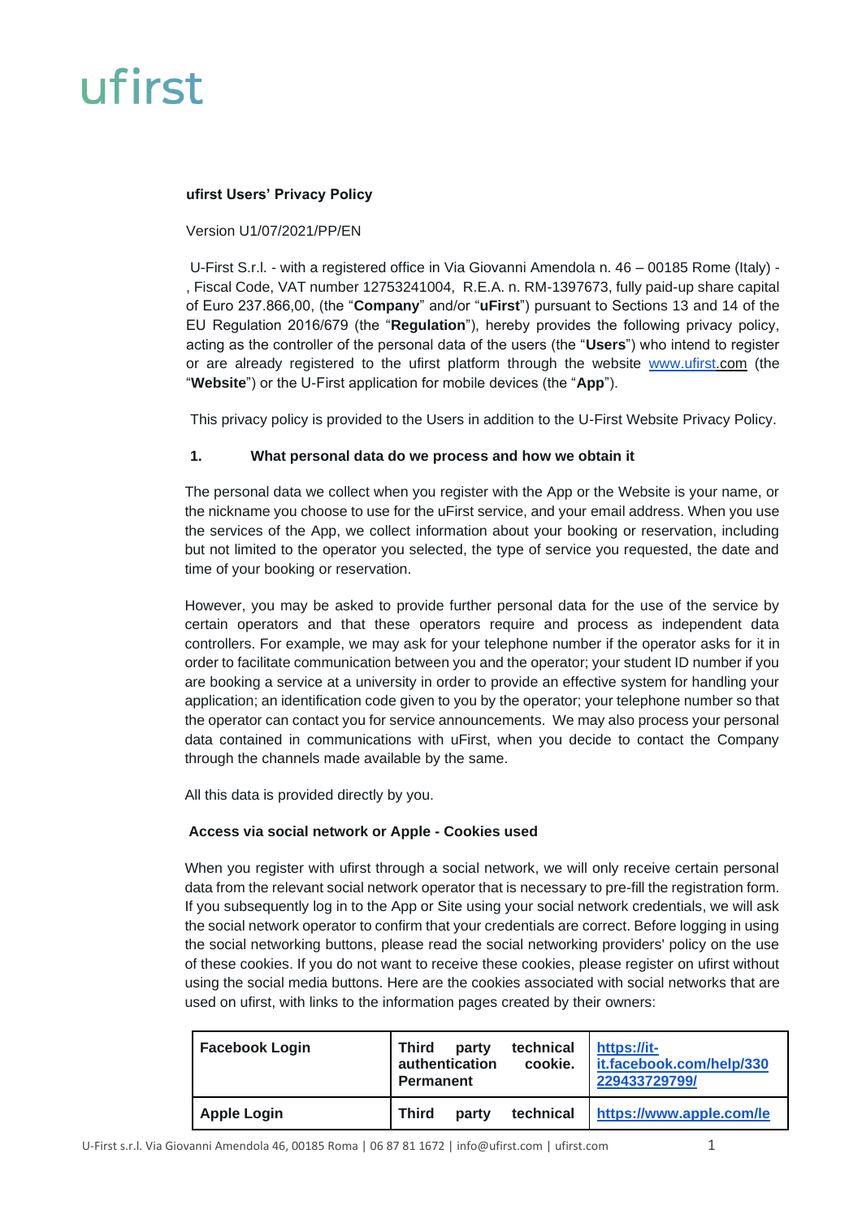ufirst

**ufirst Users' Privacy Policy**

Version U1/07/2021/PP/EN

U-First S.r.l. - with a registered office in Via Giovanni Amendola n. 46 – 00185 Rome (Italy) - , Fiscal Code, VAT number 12753241004, R.E.A. n. RM-1397673, fully paid-up share capital of Euro 237.866,00, (the "**Company**" and/or "**uFirst**") pursuant to Sections 13 and 14 of the EU Regulation 2016/679 (the "**Regulation**"), hereby provides the following privacy policy, acting as the controller of the personal data of the users (the "**Users**") who intend to register or are already registered to the ufirst platform through the website www.ufirst.com (the "**Website**") or the U-First application for mobile devices (the "**App**").

This privacy policy is provided to the Users in addition to the U-First Website Privacy Policy.

## 1. What personal data do we process and how we obtain it

The personal data we collect when you register with the App or the Website is your name, or the nickname you choose to use for the uFirst service, and your email address. When you use the services of the App, we collect information about your booking or reservation, including but not limited to the operator you selected, the type of service you requested, the date and time of your booking or reservation.

However, you may be asked to provide further personal data for the use of the service by certain operators and that these operators require and process as independent data controllers. For example, we may ask for your telephone number if the operator asks for it in order to facilitate communication between you and the operator; your student ID number if you are booking a service at a university in order to provide an effective system for handling your application; an identification code given to you by the operator; your telephone number so that the operator can contact you for service announcements. We may also process your personal data contained in communications with uFirst, when you decide to contact the Company through the channels made available by the same.

All this data is provided directly by you.

### Access via social network or Apple - Cookies used

When you register with ufirst through a social network, we will only receive certain personal data from the relevant social network operator that is necessary to pre-fill the registration form. If you subsequently log in to the App or Site using your social network credentials, we will ask the social network operator to confirm that your credentials are correct. Before logging in using the social networking buttons, please read the social networking providers' policy on the use of these cookies. If you do not want to receive these cookies, please register on ufirst without using the social media buttons. Here are the cookies associated with social networks that are used on ufirst, with links to the information pages created by their owners:

| | | |
|---|---|---|
| **Facebook Login** | **Third party technical authentication cookie. Permanent** | **https://it-it.facebook.com/help/330229433729799/** |
| **Apple Login** | **Third party technical** | **https://www.apple.com/le** |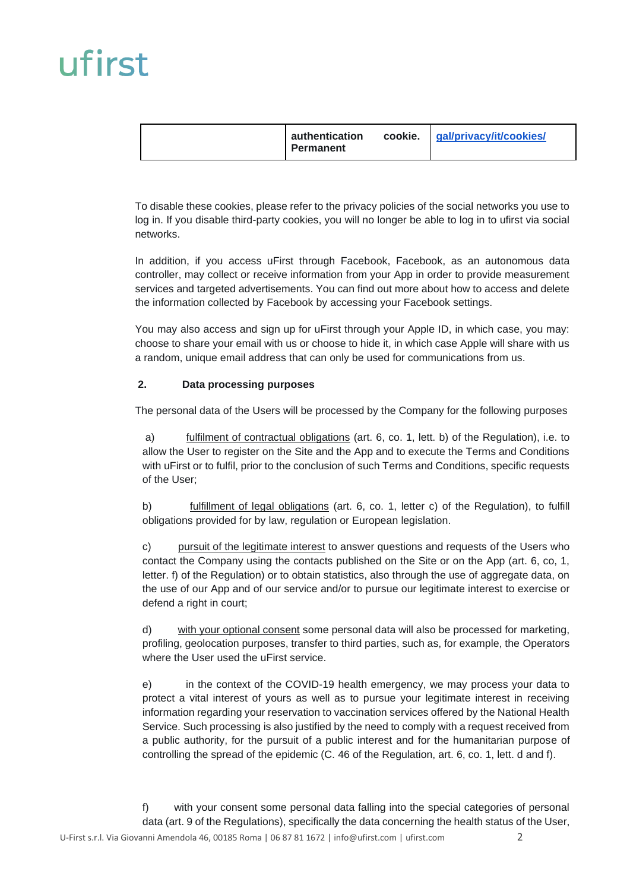| | authentication cookie. Permanent | gal/privacy/it/cookies/ |
|---|---|---|

To disable these cookies, please refer to the privacy policies of the social networks you use to log in. If you disable third-party cookies, you will no longer be able to log in to ufirst via social networks.

In addition, if you access uFirst through Facebook, Facebook, as an autonomous data controller, may collect or receive information from your App in order to provide measurement services and targeted advertisements. You can find out more about how to access and delete the information collected by Facebook by accessing your Facebook settings.

You may also access and sign up for uFirst through your Apple ID, in which case, you may: choose to share your email with us or choose to hide it, in which case Apple will share with us a random, unique email address that can only be used for communications from us.

## 2. Data processing purposes

The personal data of the Users will be processed by the Company for the following purposes

a) fulfilment of contractual obligations (art. 6, co. 1, lett. b) of the Regulation), i.e. to allow the User to register on the Site and the App and to execute the Terms and Conditions with uFirst or to fulfil, prior to the conclusion of such Terms and Conditions, specific requests of the User;

b) fulfillment of legal obligations (art. 6, co. 1, letter c) of the Regulation), to fulfill obligations provided for by law, regulation or European legislation.

c) pursuit of the legitimate interest to answer questions and requests of the Users who contact the Company using the contacts published on the Site or on the App (art. 6, co, 1, letter. f) of the Regulation) or to obtain statistics, also through the use of aggregate data, on the use of our App and of our service and/or to pursue our legitimate interest to exercise or defend a right in court;

d) with your optional consent some personal data will also be processed for marketing, profiling, geolocation purposes, transfer to third parties, such as, for example, the Operators where the User used the uFirst service.

e) in the context of the COVID-19 health emergency, we may process your data to protect a vital interest of yours as well as to pursue your legitimate interest in receiving information regarding your reservation to vaccination services offered by the National Health Service. Such processing is also justified by the need to comply with a request received from a public authority, for the pursuit of a public interest and for the humanitarian purpose of controlling the spread of the epidemic (C. 46 of the Regulation, art. 6, co. 1, lett. d and f).

f) with your consent some personal data falling into the special categories of personal data (art. 9 of the Regulations), specifically the data concerning the health status of the User,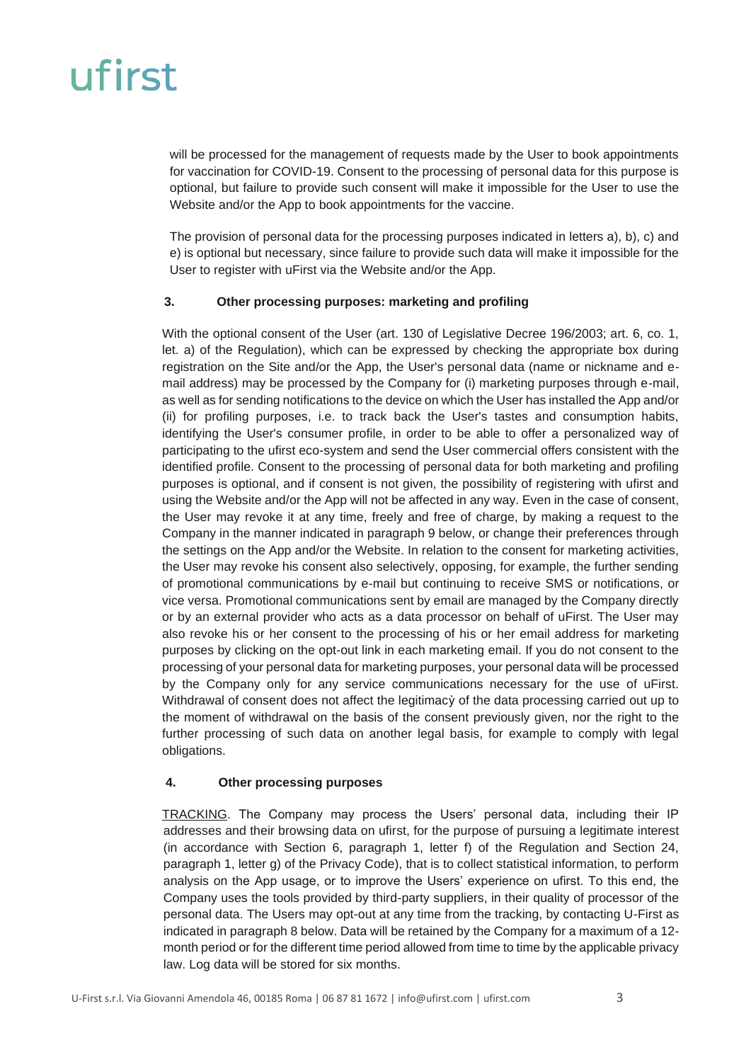will be processed for the management of requests made by the User to book appointments for vaccination for COVID-19. Consent to the processing of personal data for this purpose is optional, but failure to provide such consent will make it impossible for the User to use the Website and/or the App to book appointments for the vaccine.

The provision of personal data for the processing purposes indicated in letters a), b), c) and e) is optional but necessary, since failure to provide such data will make it impossible for the User to register with uFirst via the Website and/or the App.

## 3. Other processing purposes: marketing and profiling

With the optional consent of the User (art. 130 of Legislative Decree 196/2003; art. 6, co. 1, let. a) of the Regulation), which can be expressed by checking the appropriate box during registration on the Site and/or the App, the User's personal data (name or nickname and e-mail address) may be processed by the Company for (i) marketing purposes through e-mail, as well as for sending notifications to the device on which the User has installed the App and/or (ii) for profiling purposes, i.e. to track back the User's tastes and consumption habits, identifying the User's consumer profile, in order to be able to offer a personalized way of participating to the ufirst eco-system and send the User commercial offers consistent with the identified profile. Consent to the processing of personal data for both marketing and profiling purposes is optional, and if consent is not given, the possibility of registering with ufirst and using the Website and/or the App will not be affected in any way. Even in the case of consent, the User may revoke it at any time, freely and free of charge, by making a request to the Company in the manner indicated in paragraph 9 below, or change their preferences through the settings on the App and/or the Website. In relation to the consent for marketing activities, the User may revoke his consent also selectively, opposing, for example, the further sending of promotional communications by e-mail but continuing to receive SMS or notifications, or vice versa. Promotional communications sent by email are managed by the Company directly or by an external provider who acts as a data processor on behalf of uFirst. The User may also revoke his or her consent to the processing of his or her email address for marketing purposes by clicking on the opt-out link in each marketing email. If you do not consent to the processing of your personal data for marketing purposes, your personal data will be processed by the Company only for any service communications necessary for the use of uFirst. Withdrawal of consent does not affect the legitimacy̆ of the data processing carried out up to the moment of withdrawal on the basis of the consent previously given, nor the right to the further processing of such data on another legal basis, for example to comply with legal obligations.

## 4. Other processing purposes

TRACKING. The Company may process the Users' personal data, including their IP addresses and their browsing data on ufirst, for the purpose of pursuing a legitimate interest (in accordance with Section 6, paragraph 1, letter f) of the Regulation and Section 24, paragraph 1, letter g) of the Privacy Code), that is to collect statistical information, to perform analysis on the App usage, or to improve the Users' experience on ufirst. To this end, the Company uses the tools provided by third-party suppliers, in their quality of processor of the personal data. The Users may opt-out at any time from the tracking, by contacting U-First as indicated in paragraph 8 below. Data will be retained by the Company for a maximum of a 12-month period or for the different time period allowed from time to time by the applicable privacy law. Log data will be stored for six months.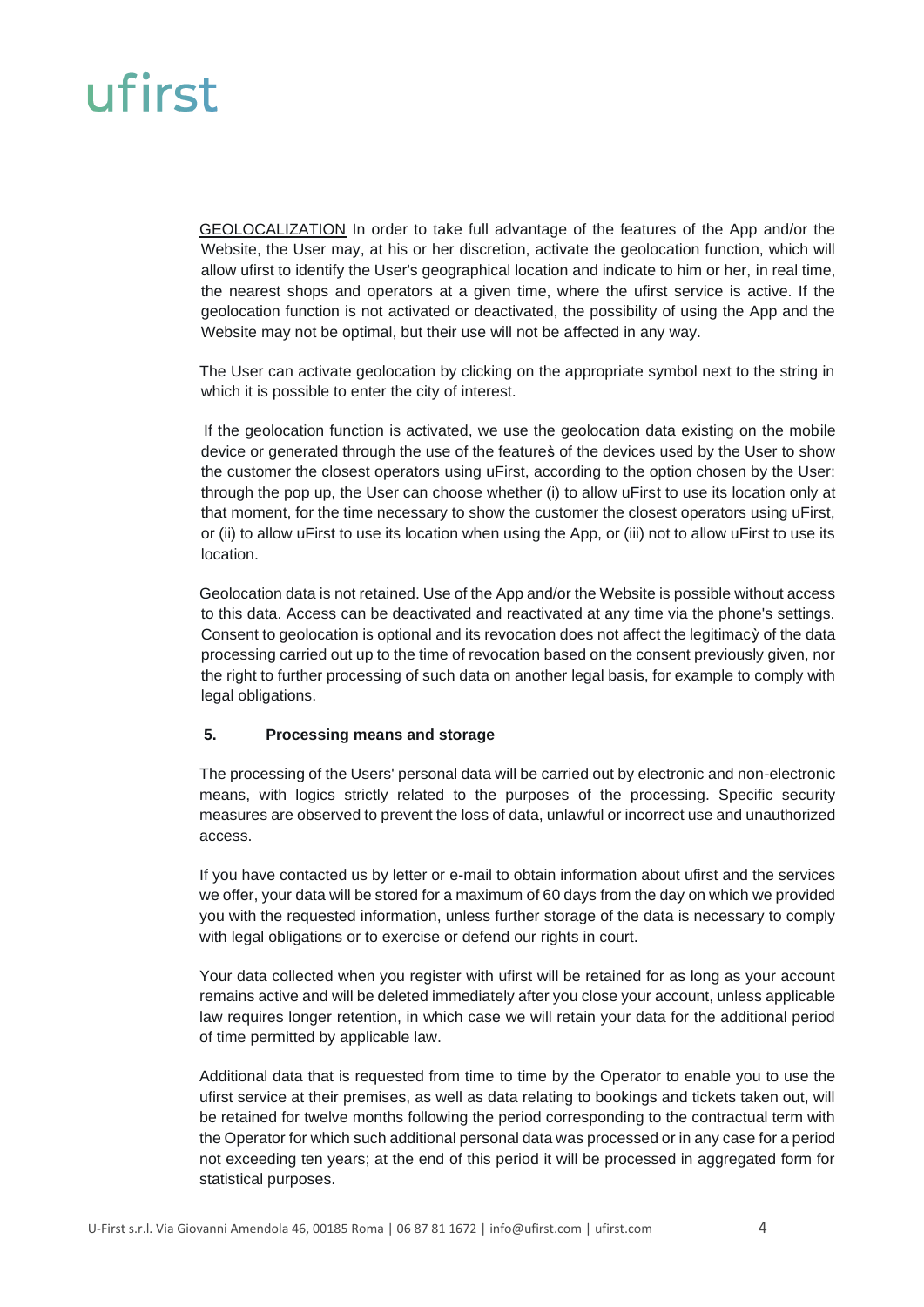GEOLOCALIZATION In order to take full advantage of the features of the App and/or the Website, the User may, at his or her discretion, activate the geolocation function, which will allow ufirst to identify the User's geographical location and indicate to him or her, in real time, the nearest shops and operators at a given time, where the ufirst service is active. If the geolocation function is not activated or deactivated, the possibility of using the App and the Website may not be optimal, but their use will not be affected in any way.

The User can activate geolocation by clicking on the appropriate symbol next to the string in which it is possible to enter the city of interest.

If the geolocation function is activated, we use the geolocation data existing on the mobile device or generated through the use of the features of the devices used by the User to show the customer the closest operators using uFirst, according to the option chosen by the User: through the pop up, the User can choose whether (i) to allow uFirst to use its location only at that moment, for the time necessary to show the customer the closest operators using uFirst, or (ii) to allow uFirst to use its location when using the App, or (iii) not to allow uFirst to use its location.

Geolocation data is not retained. Use of the App and/or the Website is possible without access to this data. Access can be deactivated and reactivated at any time via the phone's settings. Consent to geolocation is optional and its revocation does not affect the legitimacy of the data processing carried out up to the time of revocation based on the consent previously given, nor the right to further processing of such data on another legal basis, for example to comply with legal obligations.

## 5. Processing means and storage

The processing of the Users' personal data will be carried out by electronic and non-electronic means, with logics strictly related to the purposes of the processing. Specific security measures are observed to prevent the loss of data, unlawful or incorrect use and unauthorized access.

If you have contacted us by letter or e-mail to obtain information about ufirst and the services we offer, your data will be stored for a maximum of 60 days from the day on which we provided you with the requested information, unless further storage of the data is necessary to comply with legal obligations or to exercise or defend our rights in court.

Your data collected when you register with ufirst will be retained for as long as your account remains active and will be deleted immediately after you close your account, unless applicable law requires longer retention, in which case we will retain your data for the additional period of time permitted by applicable law.

Additional data that is requested from time to time by the Operator to enable you to use the ufirst service at their premises, as well as data relating to bookings and tickets taken out, will be retained for twelve months following the period corresponding to the contractual term with the Operator for which such additional personal data was processed or in any case for a period not exceeding ten years; at the end of this period it will be processed in aggregated form for statistical purposes.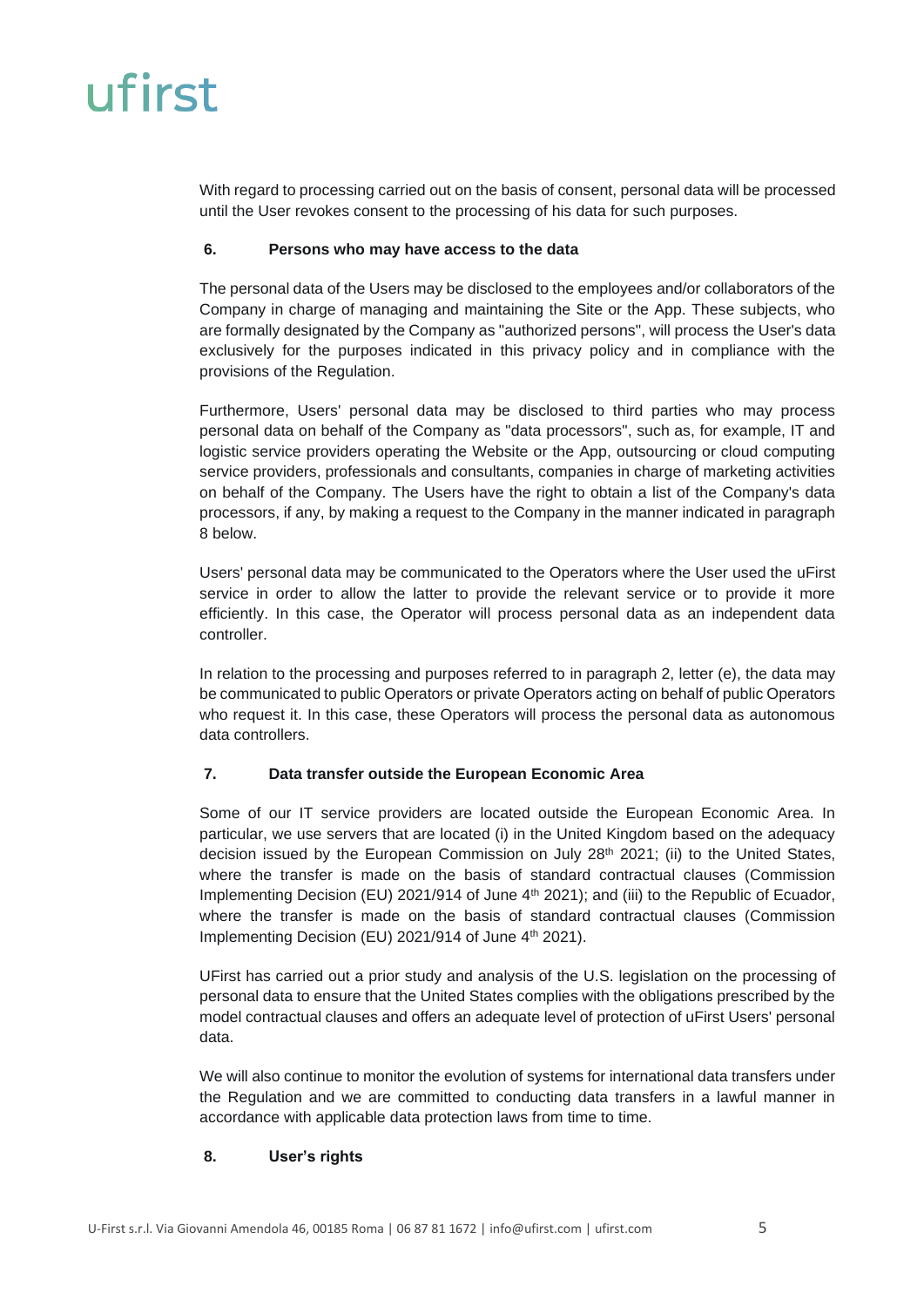With regard to processing carried out on the basis of consent, personal data will be processed until the User revokes consent to the processing of his data for such purposes.

## 6. Persons who may have access to the data

The personal data of the Users may be disclosed to the employees and/or collaborators of the Company in charge of managing and maintaining the Site or the App. These subjects, who are formally designated by the Company as "authorized persons", will process the User's data exclusively for the purposes indicated in this privacy policy and in compliance with the provisions of the Regulation.

Furthermore, Users' personal data may be disclosed to third parties who may process personal data on behalf of the Company as "data processors", such as, for example, IT and logistic service providers operating the Website or the App, outsourcing or cloud computing service providers, professionals and consultants, companies in charge of marketing activities on behalf of the Company. The Users have the right to obtain a list of the Company's data processors, if any, by making a request to the Company in the manner indicated in paragraph 8 below.

Users' personal data may be communicated to the Operators where the User used the uFirst service in order to allow the latter to provide the relevant service or to provide it more efficiently. In this case, the Operator will process personal data as an independent data controller.

In relation to the processing and purposes referred to in paragraph 2, letter (e), the data may be communicated to public Operators or private Operators acting on behalf of public Operators who request it. In this case, these Operators will process the personal data as autonomous data controllers.

## 7. Data transfer outside the European Economic Area

Some of our IT service providers are located outside the European Economic Area. In particular, we use servers that are located (i) in the United Kingdom based on the adequacy decision issued by the European Commission on July 28th 2021; (ii) to the United States, where the transfer is made on the basis of standard contractual clauses (Commission Implementing Decision (EU) 2021/914 of June 4th 2021); and (iii) to the Republic of Ecuador, where the transfer is made on the basis of standard contractual clauses (Commission Implementing Decision (EU) 2021/914 of June 4th 2021).

UFirst has carried out a prior study and analysis of the U.S. legislation on the processing of personal data to ensure that the United States complies with the obligations prescribed by the model contractual clauses and offers an adequate level of protection of uFirst Users' personal data.

We will also continue to monitor the evolution of systems for international data transfers under the Regulation and we are committed to conducting data transfers in a lawful manner in accordance with applicable data protection laws from time to time.

## 8. User's rights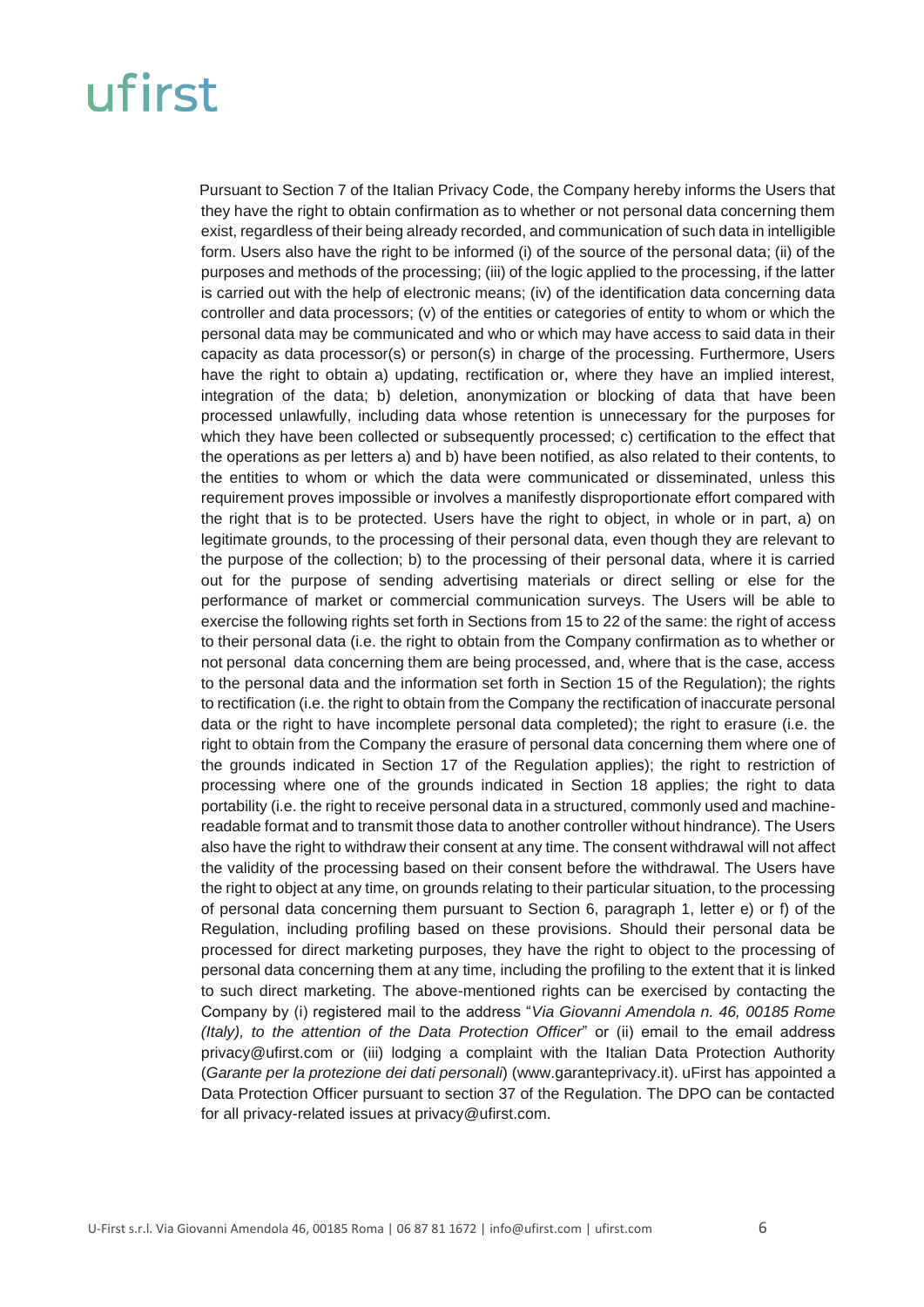Pursuant to Section 7 of the Italian Privacy Code, the Company hereby informs the Users that they have the right to obtain confirmation as to whether or not personal data concerning them exist, regardless of their being already recorded, and communication of such data in intelligible form. Users also have the right to be informed (i) of the source of the personal data; (ii) of the purposes and methods of the processing; (iii) of the logic applied to the processing, if the latter is carried out with the help of electronic means; (iv) of the identification data concerning data controller and data processors; (v) of the entities or categories of entity to whom or which the personal data may be communicated and who or which may have access to said data in their capacity as data processor(s) or person(s) in charge of the processing. Furthermore, Users have the right to obtain a) updating, rectification or, where they have an implied interest, integration of the data; b) deletion, anonymization or blocking of data that have been processed unlawfully, including data whose retention is unnecessary for the purposes for which they have been collected or subsequently processed; c) certification to the effect that the operations as per letters a) and b) have been notified, as also related to their contents, to the entities to whom or which the data were communicated or disseminated, unless this requirement proves impossible or involves a manifestly disproportionate effort compared with the right that is to be protected. Users have the right to object, in whole or in part, a) on legitimate grounds, to the processing of their personal data, even though they are relevant to the purpose of the collection; b) to the processing of their personal data, where it is carried out for the purpose of sending advertising materials or direct selling or else for the performance of market or commercial communication surveys. The Users will be able to exercise the following rights set forth in Sections from 15 to 22 of the same: the right of access to their personal data (i.e. the right to obtain from the Company confirmation as to whether or not personal data concerning them are being processed, and, where that is the case, access to the personal data and the information set forth in Section 15 of the Regulation); the rights to rectification (i.e. the right to obtain from the Company the rectification of inaccurate personal data or the right to have incomplete personal data completed); the right to erasure (i.e. the right to obtain from the Company the erasure of personal data concerning them where one of the grounds indicated in Section 17 of the Regulation applies); the right to restriction of processing where one of the grounds indicated in Section 18 applies; the right to data portability (i.e. the right to receive personal data in a structured, commonly used and machine-readable format and to transmit those data to another controller without hindrance). The Users also have the right to withdraw their consent at any time. The consent withdrawal will not affect the validity of the processing based on their consent before the withdrawal. The Users have the right to object at any time, on grounds relating to their particular situation, to the processing of personal data concerning them pursuant to Section 6, paragraph 1, letter e) or f) of the Regulation, including profiling based on these provisions. Should their personal data be processed for direct marketing purposes, they have the right to object to the processing of personal data concerning them at any time, including the profiling to the extent that it is linked to such direct marketing. The above-mentioned rights can be exercised by contacting the Company by (i) registered mail to the address "*Via Giovanni Amendola n. 46, 00185 Rome (Italy), to the attention of the Data Protection Officer*" or (ii) email to the email address privacy@ufirst.com or (iii) lodging a complaint with the Italian Data Protection Authority (*Garante per la protezione dei dati personali*) (www.garanteprivacy.it). uFirst has appointed a Data Protection Officer pursuant to section 37 of the Regulation. The DPO can be contacted for all privacy-related issues at privacy@ufirst.com.